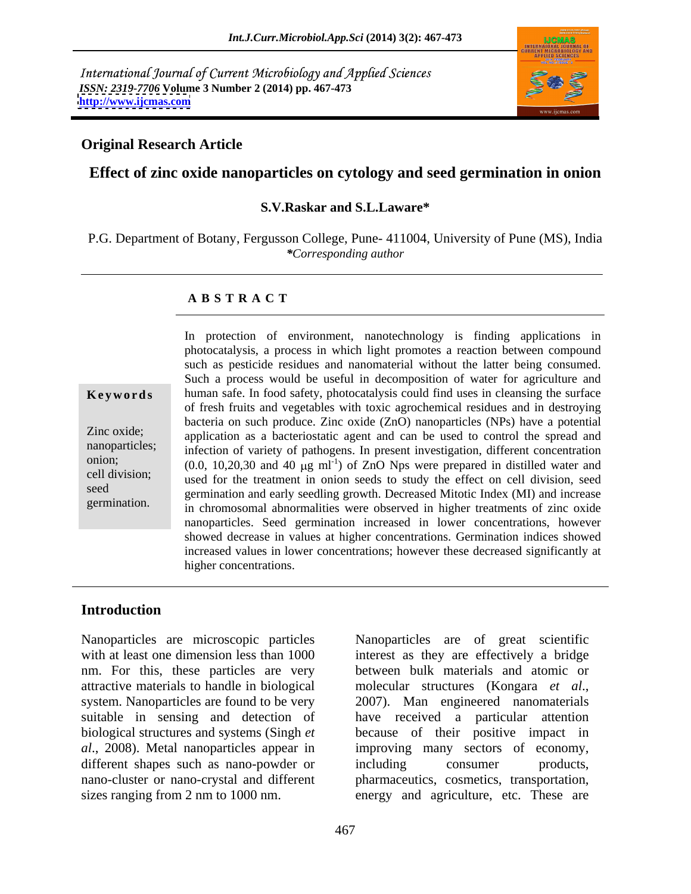International Journal of Current Microbiology and Applied Sciences
*ISSN: 2319-7706* **Volume 3 Number 2 (2014) pp. 467-473**
**http://www.ijcmas.com**

**Original Research Article**

# Effect of zinc oxide nanoparticles on cytology and seed germination in onion

**S.V.Raskar and S.L.Laware***

P.G. Department of Botany, Fergusson College, Pune- 411004, University of Pune (MS), India
*\*Corresponding author*

## A B S T R A C T

**Keywords**

Zinc oxide; nanoparticles; onion; cell division; seed germination.

In protection of environment, nanotechnology is finding applications in photocatalysis, a process in which light promotes a reaction between compound such as pesticide residues and nanomaterial without the latter being consumed. Such a process would be useful in decomposition of water for agriculture and human safe. In food safety, photocatalysis could find uses in cleansing the surface of fresh fruits and vegetables with toxic agrochemical residues and in destroying bacteria on such produce. Zinc oxide (ZnO) nanoparticles (NPs) have a potential application as a bacteriostatic agent and can be used to control the spread and infection of variety of pathogens. In present investigation, different concentration (0.0, 10,20,30 and 40 μg $ml^{-1}$) of ZnO Nps were prepared in distilled water and used for the treatment in onion seeds to study the effect on cell division, seed germination and early seedling growth. Decreased Mitotic Index (MI) and increase in chromosomal abnormalities were observed in higher treatments of zinc oxide nanoparticles. Seed germination increased in lower concentrations, however showed decrease in values at higher concentrations. Germination indices showed increased values in lower concentrations; however these decreased significantly at higher concentrations.

## Introduction

Nanoparticles are microscopic particles with at least one dimension less than 1000 nm. For this, these particles are very attractive materials to handle in biological system. Nanoparticles are found to be very suitable in sensing and detection of biological structures and systems (Singh *et al*., 2008). Metal nanoparticles appear in different shapes such as nano-powder or nano-cluster or nano-crystal and different sizes ranging from 2 nm to 1000 nm.

Nanoparticles are of great scientific interest as they are effectively a bridge between bulk materials and atomic or molecular structures (Kongara *et al*., 2007). Man engineered nanomaterials have received a particular attention because of their positive impact in improving many sectors of economy, including consumer products, pharmaceutics, cosmetics, transportation, energy and agriculture, etc. These are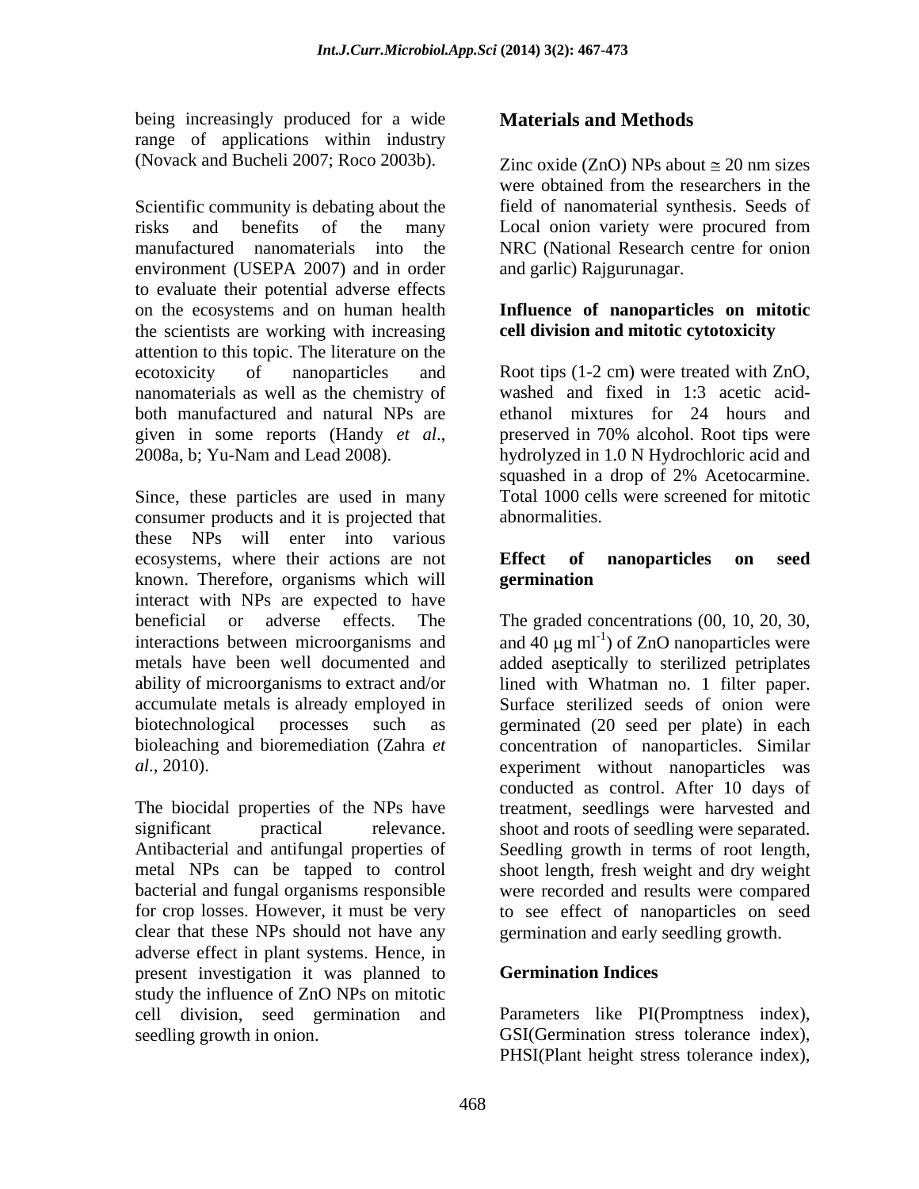being increasingly produced for a wide range of applications within industry (Novack and Bucheli 2007; Roco 2003b).

Scientific community is debating about the risks and benefits of the many manufactured nanomaterials into the environment (USEPA 2007) and in order to evaluate their potential adverse effects on the ecosystems and on human health the scientists are working with increasing attention to this topic. The literature on the ecotoxicity of nanoparticles and nanomaterials as well as the chemistry of both manufactured and natural NPs are given in some reports (Handy *et al*., 2008a, b; Yu-Nam and Lead 2008).

Since, these particles are used in many consumer products and it is projected that these NPs will enter into various ecosystems, where their actions are not known. Therefore, organisms which will interact with NPs are expected to have beneficial or adverse effects. The interactions between microorganisms and metals have been well documented and ability of microorganisms to extract and/or accumulate metals is already employed in biotechnological processes such as bioleaching and bioremediation (Zahra *et al.,* 2010).

The biocidal properties of the NPs have significant practical relevance. Antibacterial and antifungal properties of metal NPs can be tapped to control bacterial and fungal organisms responsible for crop losses. However, it must be very clear that these NPs should not have any adverse effect in plant systems. Hence, in present investigation it was planned to study the influence of ZnO NPs on mitotic cell division, seed germination and seedling growth in onion.

## Materials and Methods

Zinc oxide (ZnO) NPs about $\cong$ 20 nm sizes were obtained from the researchers in the field of nanomaterial synthesis. Seeds of Local onion variety were procured from NRC (National Research centre for onion and garlic) Rajgurunagar.

### Influence of nanoparticles on mitotic cell division and mitotic cytotoxicity

Root tips (1-2 cm) were treated with ZnO, washed and fixed in 1:3 acetic acid-ethanol mixtures for 24 hours and preserved in 70% alcohol. Root tips were hydrolyzed in 1.0 N Hydrochloric acid and squashed in a drop of 2% Acetocarmine. Total 1000 cells were screened for mitotic abnormalities.

### Effect of nanoparticles on seed germination

The graded concentrations (00, 10, 20, 30, and 40 $\mu g\ ml^{-1}$) of ZnO nanoparticles were added aseptically to sterilized petriplates lined with Whatman no. 1 filter paper. Surface sterilized seeds of onion were germinated (20 seed per plate) in each concentration of nanoparticles. Similar experiment without nanoparticles was conducted as control. After 10 days of treatment, seedlings were harvested and shoot and roots of seedling were separated. Seedling growth in terms of root length, shoot length, fresh weight and dry weight were recorded and results were compared to see effect of nanoparticles on seed germination and early seedling growth.

### Germination Indices

Parameters like PI(Promptness index), GSI(Germination stress tolerance index), PHSI(Plant height stress tolerance index),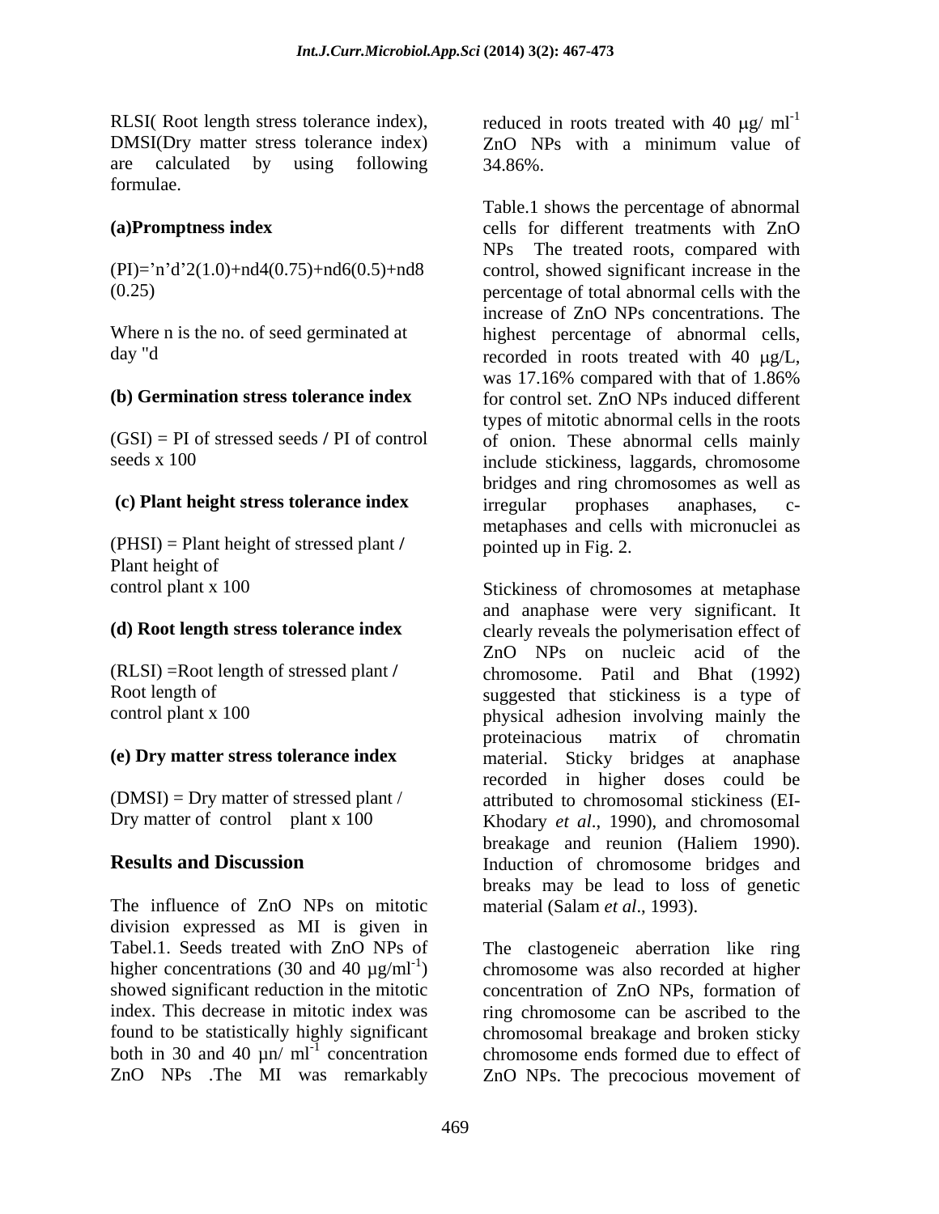RLSI( Root length stress tolerance index), DMSI(Dry matter stress tolerance index) are calculated by using following formulae.

**(a)Promptness index**

(PI)='n'd'2(1.0)+nd4(0.75)+nd6(0.5)+nd8 (0.25)

Where n is the no. of seed germinated at day "d

**(b) Germination stress tolerance index**

(GSI) = PI of stressed seeds / PI of control seeds x 100

**(c) Plant height stress tolerance index**

(PHSI) = Plant height of stressed plant / Plant height of control plant x 100

**(d) Root length stress tolerance index**

(RLSI) =Root length of stressed plant / Root length of control plant x 100

**(e) Dry matter stress tolerance index**

(DMSI) = Dry matter of stressed plant / Dry matter of control plant x 100

## Results and Discussion

The influence of ZnO NPs on mitotic division expressed as MI is given in Tabel.1. Seeds treated with ZnO NPs of higher concentrations (30 and 40 µg/ml$^{-1}$) showed significant reduction in the mitotic index. This decrease in mitotic index was found to be statistically highly significant both in 30 and 40 µn/ ml$^{-1}$ concentration ZnO NPs .The MI was remarkably reduced in roots treated with 40 µg/ ml$^{-1}$ ZnO NPs with a minimum value of 34.86%.

Table.1 shows the percentage of abnormal cells for different treatments with ZnO NPs The treated roots, compared with control, showed significant increase in the percentage of total abnormal cells with the increase of ZnO NPs concentrations. The highest percentage of abnormal cells, recorded in roots treated with 40 µg/L, was 17.16% compared with that of 1.86% for control set. ZnO NPs induced different types of mitotic abnormal cells in the roots of onion. These abnormal cells mainly include stickiness, laggards, chromosome bridges and ring chromosomes as well as irregular prophases anaphases, c-metaphases and cells with micronuclei as pointed up in Fig. 2.

Stickiness of chromosomes at metaphase and anaphase were very significant. It clearly reveals the polymerisation effect of ZnO NPs on nucleic acid of the chromosome. Patil and Bhat (1992) suggested that stickiness is a type of physical adhesion involving mainly the proteinacious matrix of chromatin material. Sticky bridges at anaphase recorded in higher doses could be attributed to chromosomal stickiness (EI-Khodary *et al*., 1990), and chromosomal breakage and reunion (Haliem 1990). Induction of chromosome bridges and breaks may be lead to loss of genetic material (Salam *et al*., 1993).

The clastogeneic aberration like ring chromosome was also recorded at higher concentration of ZnO NPs, formation of ring chromosome can be ascribed to the chromosomal breakage and broken sticky chromosome ends formed due to effect of ZnO NPs. The precocious movement of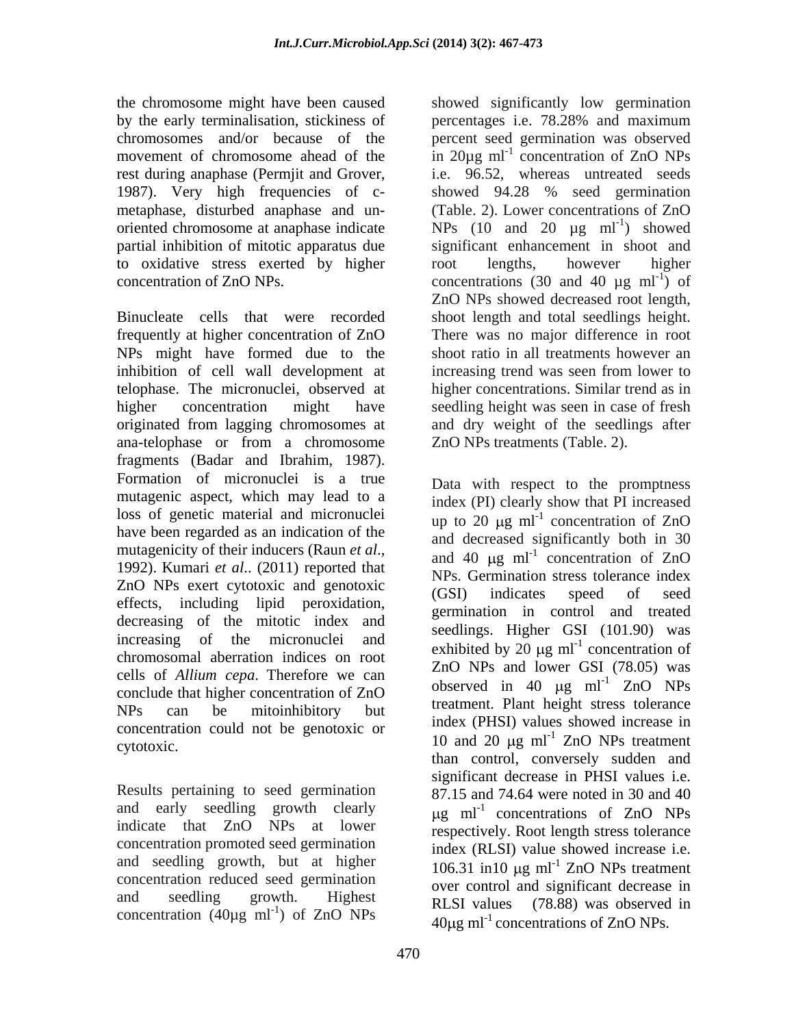the chromosome might have been caused by the early terminalisation, stickiness of chromosomes and/or because of the movement of chromosome ahead of the rest during anaphase (Permjit and Grover, 1987). Very high frequencies of c-metaphase, disturbed anaphase and un-oriented chromosome at anaphase indicate partial inhibition of mitotic apparatus due to oxidative stress exerted by higher concentration of ZnO NPs.

Binucleate cells that were recorded frequently at higher concentration of ZnO NPs might have formed due to the inhibition of cell wall development at telophase. The micronuclei, observed at higher concentration might have originated from lagging chromosomes at ana-telophase or from a chromosome fragments (Badar and Ibrahim, 1987). Formation of micronuclei is a true mutagenic aspect, which may lead to a loss of genetic material and micronuclei have been regarded as an indication of the mutagenicity of their inducers (Raun *et al.*, 1992). Kumari *et al.*. (2011) reported that ZnO NPs exert cytotoxic and genotoxic effects, including lipid peroxidation, decreasing of the mitotic index and increasing of the micronuclei and chromosomal aberration indices on root cells of *Allium cepa*. Therefore we can conclude that higher concentration of ZnO NPs can be mitoinhibitory but concentration could not be genotoxic or cytotoxic.

Results pertaining to seed germination and early seedling growth clearly indicate that ZnO NPs at lower concentration promoted seed germination and seedling growth, but at higher concentration reduced seed germination and seedling growth. Highest concentration (40µg $ml^{-1}$) of ZnO NPs showed significantly low germination percentages i.e. 78.28% and maximum percent seed germination was observed in 20µg $ml^{-1}$ concentration of ZnO NPs i.e. 96.52, whereas untreated seeds showed 94.28 % seed germination (Table. 2). Lower concentrations of ZnO NPs (10 and 20 µg $ml^{-1}$) showed significant enhancement in shoot and root lengths, however higher concentrations (30 and 40 µg $ml^{-1}$) of ZnO NPs showed decreased root length, shoot length and total seedlings height. There was no major difference in root shoot ratio in all treatments however an increasing trend was seen from lower to higher concentrations. Similar trend as in seedling height was seen in case of fresh and dry weight of the seedlings after ZnO NPs treatments (Table. 2).

Data with respect to the promptness index (PI) clearly show that PI increased up to 20 µg $ml^{-1}$ concentration of ZnO and decreased significantly both in 30 and 40 µg $ml^{-1}$ concentration of ZnO NPs. Germination stress tolerance index (GSI) indicates speed of seed germination in control and treated seedlings. Higher GSI (101.90) was exhibited by 20 µg $ml^{-1}$ concentration of ZnO NPs and lower GSI (78.05) was observed in 40 µg $ml^{-1}$ ZnO NPs treatment. Plant height stress tolerance index (PHSI) values showed increase in 10 and 20 µg $ml^{-1}$ ZnO NPs treatment than control, conversely sudden and significant decrease in PHSI values i.e. 87.15 and 74.64 were noted in 30 and 40 µg $ml^{-1}$ concentrations of ZnO NPs respectively. Root length stress tolerance index (RLSI) value showed increase i.e. 106.31 in10 µg $ml^{-1}$ ZnO NPs treatment over control and significant decrease in RLSI values (78.88) was observed in 40µg $ml^{-1}$ concentrations of ZnO NPs.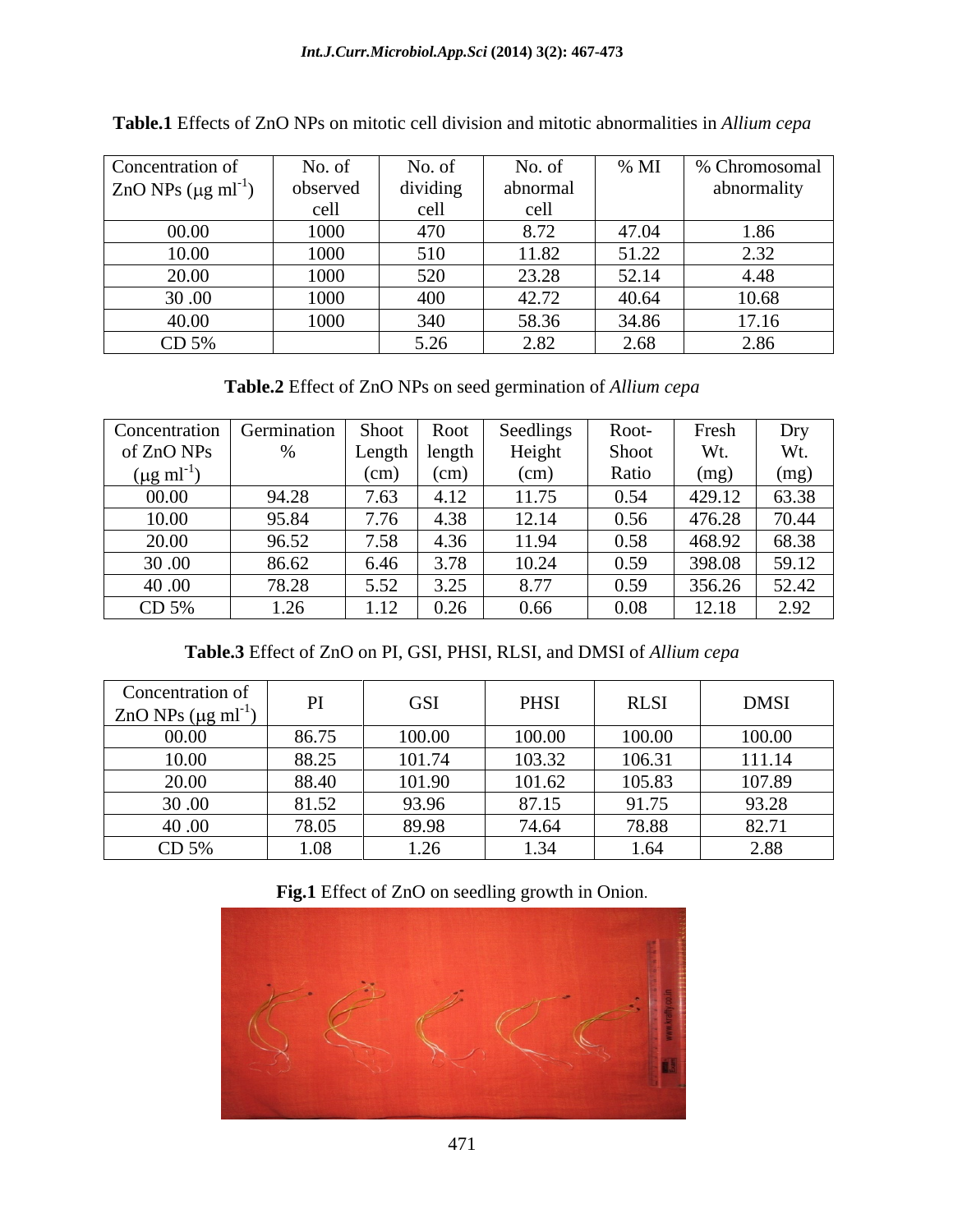**Table.1** Effects of ZnO NPs on mitotic cell division and mitotic abnormalities in *Allium cepa*

| Concentration of ZnO NPs ($\mu g\ ml^{-1}$) | No. of observed cell | No. of dividing cell | No. of abnormal cell | % MI | % Chromosomal abnormality |
|---|---|---|---|---|---|
| 00.00 | 1000 | 470 | 8.72 | 47.04 | 1.86 |
| 10.00 | 1000 | 510 | 11.82 | 51.22 | 2.32 |
| 20.00 | 1000 | 520 | 23.28 | 52.14 | 4.48 |
| 30 .00 | 1000 | 400 | 42.72 | 40.64 | 10.68 |
| 40.00 | 1000 | 340 | 58.36 | 34.86 | 17.16 |
| CD 5% | | 5.26 | 2.82 | 2.68 | 2.86 |

**Table.2** Effect of ZnO NPs on seed germination of *Allium cepa*

| Concentration of ZnO NPs ($\mu g\ ml^{-1}$) | Germination % | Shoot Length (cm) | Root length (cm) | Seedlings Height (cm) | Root-Shoot Ratio | Fresh Wt. (mg) | Dry Wt. (mg) |
|---|---|---|---|---|---|---|---|
| 00.00 | 94.28 | 7.63 | 4.12 | 11.75 | 0.54 | 429.12 | 63.38 |
| 10.00 | 95.84 | 7.76 | 4.38 | 12.14 | 0.56 | 476.28 | 70.44 |
| 20.00 | 96.52 | 7.58 | 4.36 | 11.94 | 0.58 | 468.92 | 68.38 |
| 30 .00 | 86.62 | 6.46 | 3.78 | 10.24 | 0.59 | 398.08 | 59.12 |
| 40 .00 | 78.28 | 5.52 | 3.25 | 8.77 | 0.59 | 356.26 | 52.42 |
| CD 5% | 1.26 | 1.12 | 0.26 | 0.66 | 0.08 | 12.18 | 2.92 |

**Table.3** Effect of ZnO on PI, GSI, PHSI, RLSI, and DMSI of *Allium cepa*

| Concentration of ZnO NPs ($\mu g\ ml^{-1}$) | PI | GSI | PHSI | RLSI | DMSI |
|---|---|---|---|---|---|
| 00.00 | 86.75 | 100.00 | 100.00 | 100.00 | 100.00 |
| 10.00 | 88.25 | 101.74 | 103.32 | 106.31 | 111.14 |
| 20.00 | 88.40 | 101.90 | 101.62 | 105.83 | 107.89 |
| 30 .00 | 81.52 | 93.96 | 87.15 | 91.75 | 93.28 |
| 40 .00 | 78.05 | 89.98 | 74.64 | 78.88 | 82.71 |
| CD 5% | 1.08 | 1.26 | 1.34 | 1.64 | 2.88 |

**Fig.1** Effect of ZnO on seedling growth in Onion.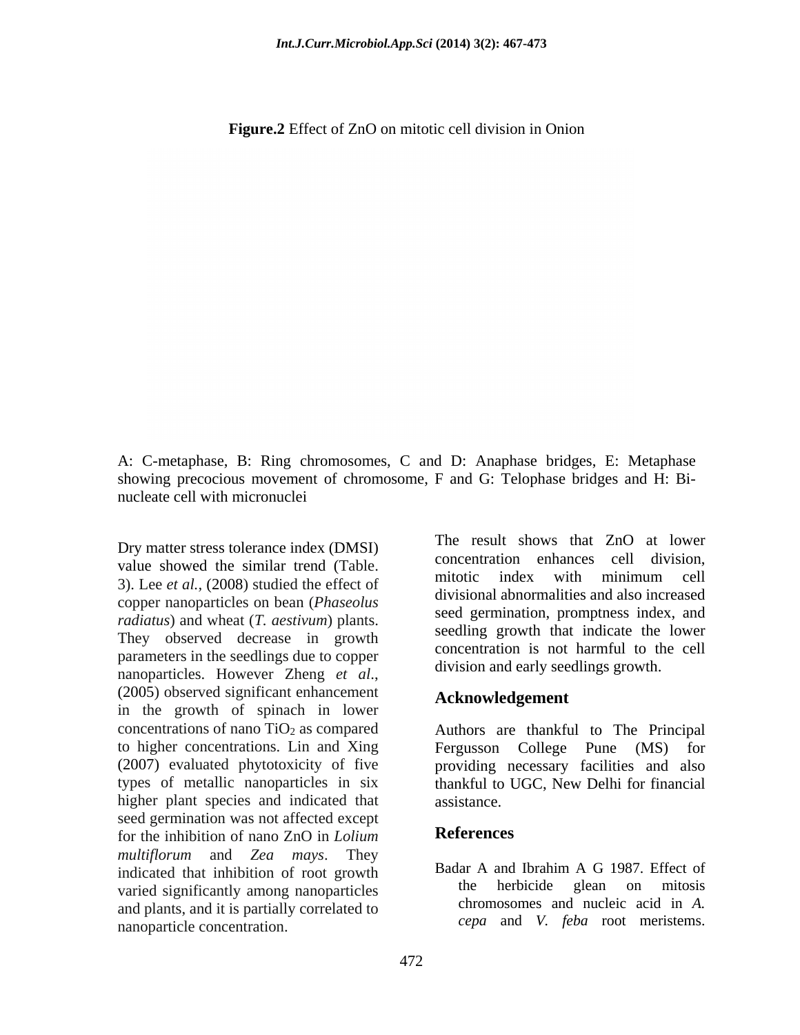**Figure.2** Effect of ZnO on mitotic cell division in Onion

A: C-metaphase, B: Ring chromosomes, C and D: Anaphase bridges, E: Metaphase showing precocious movement of chromosome, F and G: Telophase bridges and H: Bi-nucleate cell with micronuclei

Dry matter stress tolerance index (DMSI) value showed the similar trend (Table. 3). Lee *et al.,* (2008) studied the effect of copper nanoparticles on bean (*Phaseolus radiatus*) and wheat (*T. aestivum*) plants. They observed decrease in growth parameters in the seedlings due to copper nanoparticles. However Zheng *et al*., (2005) observed significant enhancement in the growth of spinach in lower concentrations of nano $TiO_2$ as compared to higher concentrations. Lin and Xing (2007) evaluated phytotoxicity of five types of metallic nanoparticles in six higher plant species and indicated that seed germination was not affected except for the inhibition of nano ZnO in *Lolium multiflorum* and *Zea mays*. They indicated that inhibition of root growth varied significantly among nanoparticles and plants, and it is partially correlated to nanoparticle concentration.

The result shows that ZnO at lower concentration enhances cell division, mitotic index with minimum cell divisional abnormalities and also increased seed germination, promptness index, and seedling growth that indicate the lower concentration is not harmful to the cell division and early seedlings growth.

## Acknowledgement

Authors are thankful to The Principal Fergusson College Pune (MS) for providing necessary facilities and also thankful to UGC, New Delhi for financial assistance.

## References

Badar A and Ibrahim A G 1987. Effect of the herbicide glean on mitosis chromosomes and nucleic acid in *A. cepa* and *V. feba* root meristems.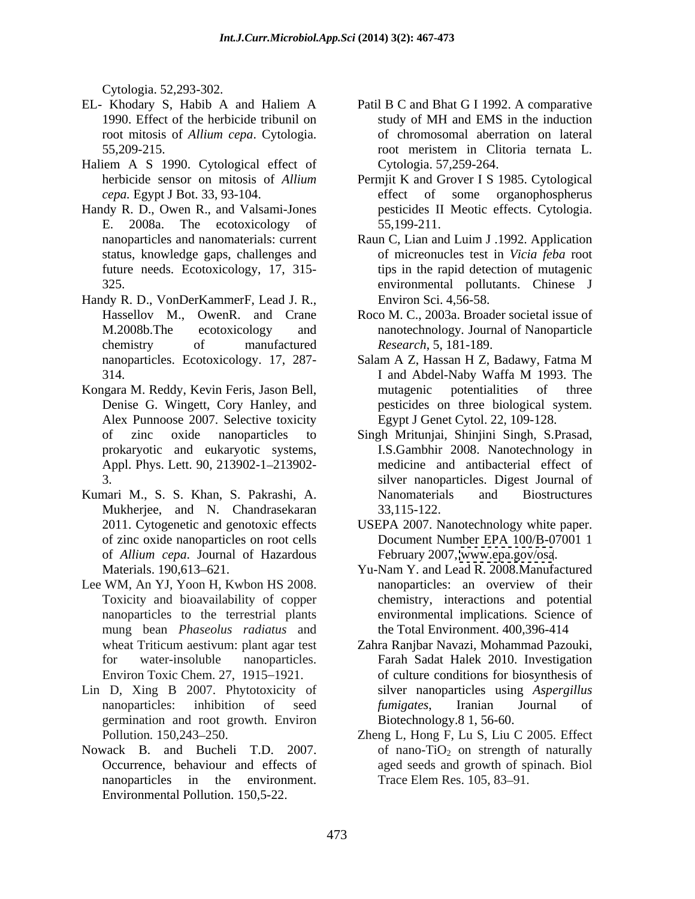Cytologia. 52,293-302.

EL- Khodary S, Habib A and Haliem A 1990. Effect of the herbicide tribunil on root mitosis of *Allium cepa*. Cytologia. 55,209-215.

Haliem A S 1990. Cytological effect of herbicide sensor on mitosis of *Allium cepa.* Egypt J Bot. 33, 93-104.

Handy R. D., Owen R., and Valsami-Jones E. 2008a. The ecotoxicology of nanoparticles and nanomaterials: current status, knowledge gaps, challenges and future needs. Ecotoxicology, 17, 315-325.

Handy R. D., VonDerKammerF, Lead J. R., Hassellov M., OwenR. and Crane M.2008b.The ecotoxicology and chemistry of manufactured nanoparticles. Ecotoxicology. 17, 287-314.

Kongara M. Reddy, Kevin Feris, Jason Bell, Denise G. Wingett, Cory Hanley, and Alex Punnoose 2007. Selective toxicity of zinc oxide nanoparticles to prokaryotic and eukaryotic systems, Appl. Phys. Lett. 90, 213902-1–213902-3.

Kumari M., S. S. Khan, S. Pakrashi, A. Mukherjee, and N. Chandrasekaran 2011. Cytogenetic and genotoxic effects of zinc oxide nanoparticles on root cells of *Allium cepa*. Journal of Hazardous Materials. 190,613–621.

Lee WM, An YJ, Yoon H, Kwbon HS 2008. Toxicity and bioavailability of copper nanoparticles to the terrestrial plants mung bean *Phaseolus radiatus* and wheat Triticum aestivum: plant agar test for water-insoluble nanoparticles. Environ Toxic Chem. 27, 1915–1921.

Lin D, Xing B 2007. Phytotoxicity of nanoparticles: inhibition of seed germination and root growth. Environ Pollution. 150,243–250.

Nowack B. and Bucheli T.D. 2007. Occurrence, behaviour and effects of nanoparticles in the environment. Environmental Pollution. 150,5-22.

Patil B C and Bhat G I 1992. A comparative study of MH and EMS in the induction of chromosomal aberration on lateral root meristem in Clitoria ternata L. Cytologia. 57,259-264.

Permjit K and Grover I S 1985. Cytological effect of some organophospherus pesticides II Meotic effects. Cytologia. 55,199-211.

Raun C, Lian and Luim J .1992. Application of microenucles test in *Vicia feba* root tips in the rapid detection of mutagenic environmental pollutants. Chinese J Environ Sci. 4,56-58.

Roco M. C., 2003a. Broader societal issue of nanotechnology. Journal of Nanoparticle *Research*, 5, 181-189.

Salam A Z, Hassan H Z, Badawy, Fatma M I and Abdel-Naby Waffa M 1993. The mutagenic potentialities of three pesticides on three biological system. Egypt J Genet Cytol. 22, 109-128.

Singh Mritunjai, Shinjini Singh, S.Prasad, I.S.Gambhir 2008. Nanotechnology in medicine and antibacterial effect of silver nanoparticles. Digest Journal of Nanomaterials and Biostructures 33,115-122.

USEPA 2007. Nanotechnology white paper. Document Number EPA 100/B-07001 1 February 2007, www.epa.gov/osa.

Yu-Nam Y. and Lead R. 2008.Manufactured nanoparticles: an overview of their chemistry, interactions and potential environmental implications. Science of the Total Environment. 400,396-414

Zahra Ranjbar Navazi, Mohammad Pazouki, Farah Sadat Halek 2010. Investigation of culture conditions for biosynthesis of silver nanoparticles using *Aspergillus fumigates*, Iranian Journal of Biotechnology.8 1, 56-60.

Zheng L, Hong F, Lu S, Liu C 2005. Effect of nano-$TiO_2$ on strength of naturally aged seeds and growth of spinach. Biol Trace Elem Res. 105, 83–91.